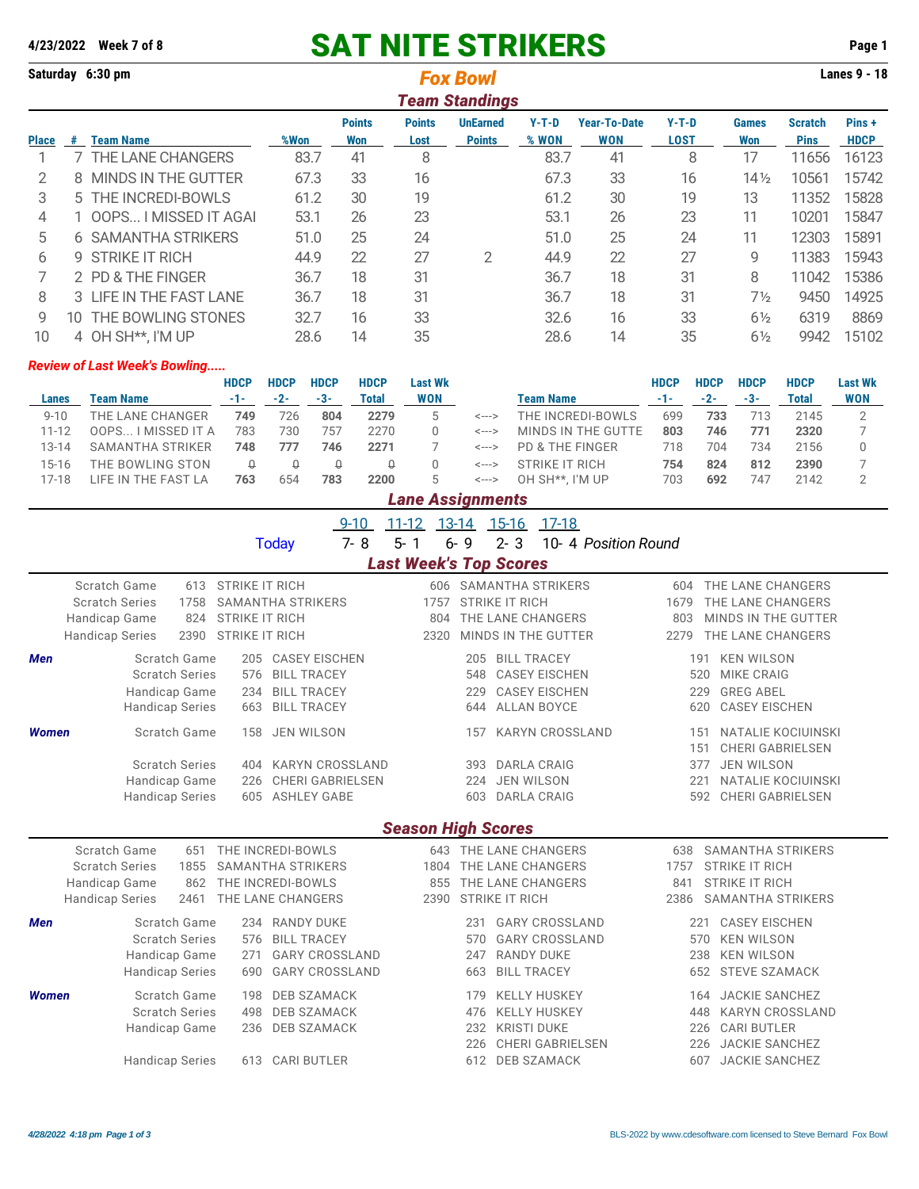4/23/2022 Week 7 of 8

# SAT NITE STRIKERS

Saturday 6:30 pm

## *Fox Bowl*

Lanes 9 - 18

### *Team Standings*

| Place | # | Team Name | %Won | Points Won | Points Lost | UnEarned Points | Y-T-D % WON | Year-To-Date WON | Y-T-D LOST | Games Won | Scratch Pins | Pins + HDCP |
|---|---|---|---|---|---|---|---|---|---|---|---|---|
| 1 | 7 | THE LANE CHANGERS | 83.7 | 41 | 8 | | 83.7 | 41 | 8 | 17 | 11656 | 16123 |
| 2 | 8 | MINDS IN THE GUTTER | 67.3 | 33 | 16 | | 67.3 | 33 | 16 | 14½ | 10561 | 15742 |
| 3 | 5 | THE INCREDI-BOWLS | 61.2 | 30 | 19 | | 61.2 | 30 | 19 | 13 | 11352 | 15828 |
| 4 | 1 | OOPS... I MISSED IT AGAI | 53.1 | 26 | 23 | | 53.1 | 26 | 23 | 11 | 10201 | 15847 |
| 5 | 6 | SAMANTHA STRIKERS | 51.0 | 25 | 24 | | 51.0 | 25 | 24 | 11 | 12303 | 15891 |
| 6 | 9 | STRIKE IT RICH | 44.9 | 22 | 27 | 2 | 44.9 | 22 | 27 | 9 | 11383 | 15943 |
| 7 | 2 | PD & THE FINGER | 36.7 | 18 | 31 | | 36.7 | 18 | 31 | 8 | 11042 | 15386 |
| 8 | 3 | LIFE IN THE FAST LANE | 36.7 | 18 | 31 | | 36.7 | 18 | 31 | 7½ | 9450 | 14925 |
| 9 | 10 | THE BOWLING STONES | 32.7 | 16 | 33 | | 32.6 | 16 | 33 | 6½ | 6319 | 8869 |
| 10 | 4 | OH SH**, I'M UP | 28.6 | 14 | 35 | | 28.6 | 14 | 35 | 6½ | 9942 | 15102 |

*Review of Last Week's Bowling.....*

| Lanes | Team Name | HDCP -1- | HDCP -2- | HDCP -3- | HDCP Total | Last Wk WON | | Team Name | HDCP -1- | HDCP -2- | HDCP -3- | HDCP Total | Last Wk WON |
|---|---|---|---|---|---|---|---|---|---|---|---|---|---|
| 9-10 | THE LANE CHANGER | **749** | 726 | **804** | **2279** | 5 | <---> | THE INCREDI-BOWLS | 699 | **733** | 713 | 2145 | 2 |
| 11-12 | OOPS... I MISSED IT A | 783 | 730 | 757 | 2270 | 0 | <---> | MINDS IN THE GUTTE | **803** | **746** | **771** | **2320** | 7 |
| 13-14 | SAMANTHA STRIKER | **748** | **777** | **746** | **2271** | 7 | <---> | PD & THE FINGER | 718 | 704 | 734 | 2156 | 0 |
| 15-16 | THE BOWLING STON | 0 | 0 | 0 | 0 | 0 | <---> | STRIKE IT RICH | **754** | **824** | **812** | **2390** | 7 |
| 17-18 | LIFE IN THE FAST LA | **763** | 654 | **783** | **2200** | 5 | <---> | OH SH**, I'M UP | 703 | **692** | 747 | 2142 | 2 |

### *Lane Assignments*

| | 9-10 | 11-12 | 13-14 | 15-16 | 17-18 | |
|---|---|---|---|---|---|---|
| Today | 7- 8 | 5- 1 | 6- 9 | 2- 3 | 10- 4 | *Position Round* |

### *Last Week's Top Scores*

| | | | | | | |
|---|---|---|---|---|---|---|
| Scratch Game | 613 | STRIKE IT RICH | 606 | SAMANTHA STRIKERS | 604 | THE LANE CHANGERS |
| Scratch Series | 1758 | SAMANTHA STRIKERS | 1757 | STRIKE IT RICH | 1679 | THE LANE CHANGERS |
| Handicap Game | 824 | STRIKE IT RICH | 804 | THE LANE CHANGERS | 803 | MINDS IN THE GUTTER |
| Handicap Series | 2390 | STRIKE IT RICH | 2320 | MINDS IN THE GUTTER | 2279 | THE LANE CHANGERS |

***Men***

| | | | | | | |
|---|---|---|---|---|---|---|
| Scratch Game | 205 | CASEY EISCHEN | 205 | BILL TRACEY | 191 | KEN WILSON |
| Scratch Series | 576 | BILL TRACEY | 548 | CASEY EISCHEN | 520 | MIKE CRAIG |
| Handicap Game | 234 | BILL TRACEY | 229 | CASEY EISCHEN | 229 | GREG ABEL |
| Handicap Series | 663 | BILL TRACEY | 644 | ALLAN BOYCE | 620 | CASEY EISCHEN |

***Women***

| | | | | | | |
|---|---|---|---|---|---|---|
| Scratch Game | 158 | JEN WILSON | 157 | KARYN CROSSLAND | 151 | NATALIE KOCIUINSKI |
| | | | | | 151 | CHERI GABRIELSEN |
| Scratch Series | 404 | KARYN CROSSLAND | 393 | DARLA CRAIG | 377 | JEN WILSON |
| Handicap Game | 226 | CHERI GABRIELSEN | 224 | JEN WILSON | 221 | NATALIE KOCIUINSKI |
| Handicap Series | 605 | ASHLEY GABE | 603 | DARLA CRAIG | 592 | CHERI GABRIELSEN |

### *Season High Scores*

| | | | | | | |
|---|---|---|---|---|---|---|
| Scratch Game | 651 | THE INCREDI-BOWLS | 643 | THE LANE CHANGERS | 638 | SAMANTHA STRIKERS |
| Scratch Series | 1855 | SAMANTHA STRIKERS | 1804 | THE LANE CHANGERS | 1757 | STRIKE IT RICH |
| Handicap Game | 862 | THE INCREDI-BOWLS | 855 | THE LANE CHANGERS | 841 | STRIKE IT RICH |
| Handicap Series | 2461 | THE LANE CHANGERS | 2390 | STRIKE IT RICH | 2386 | SAMANTHA STRIKERS |

***Men***

| | | | | | | |
|---|---|---|---|---|---|---|
| Scratch Game | 234 | RANDY DUKE | 231 | GARY CROSSLAND | 221 | CASEY EISCHEN |
| Scratch Series | 576 | BILL TRACEY | 570 | GARY CROSSLAND | 570 | KEN WILSON |
| Handicap Game | 271 | GARY CROSSLAND | 247 | RANDY DUKE | 238 | KEN WILSON |
| Handicap Series | 690 | GARY CROSSLAND | 663 | BILL TRACEY | 652 | STEVE SZAMACK |

***Women***

| | | | | | | |
|---|---|---|---|---|---|---|
| Scratch Game | 198 | DEB SZAMACK | 179 | KELLY HUSKEY | 164 | JACKIE SANCHEZ |
| Scratch Series | 498 | DEB SZAMACK | 476 | KELLY HUSKEY | 448 | KARYN CROSSLAND |
| Handicap Game | 236 | DEB SZAMACK | 232 | KRISTI DUKE | 226 | CARI BUTLER |
| | | | 226 | CHERI GABRIELSEN | 226 | JACKIE SANCHEZ |
| Handicap Series | 613 | CARI BUTLER | 612 | DEB SZAMACK | 607 | JACKIE SANCHEZ |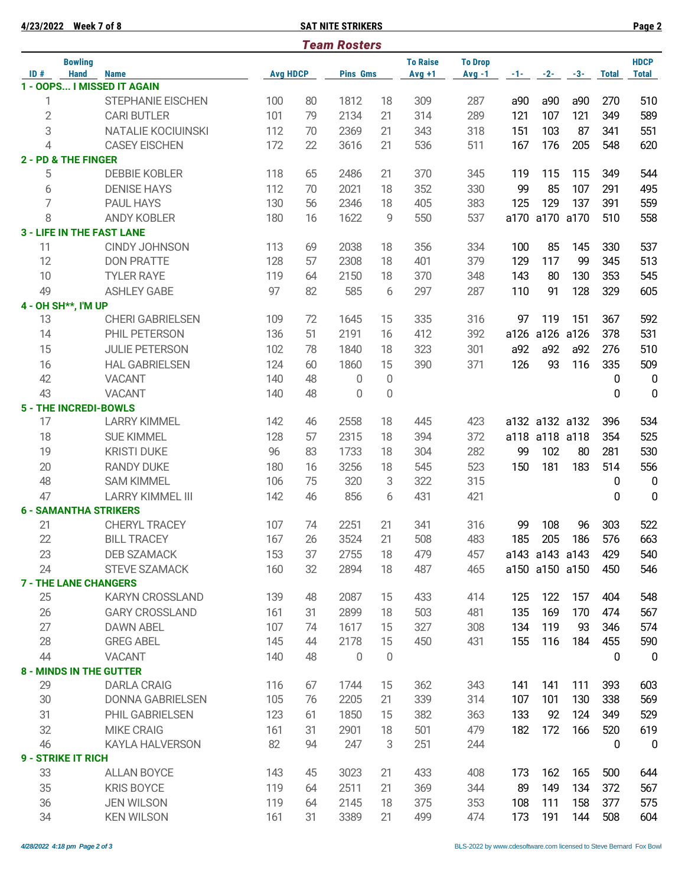4/23/2022 Week 7 of 8 — SAT NITE STRIKERS

## Team Rosters

| ID # | Bowling Hand | Name | Avg | HDCP | Pins | Gms | To Raise Avg +1 | To Drop Avg -1 | -1- | -2- | -3- | Total | HDCP Total |
|---|---|---|---|---|---|---|---|---|---|---|---|---|---|
| **1 - OOPS... I MISSED IT AGAIN** | | | | | | | | | | | | | |
| 1 | | STEPHANIE EISCHEN | 100 | 80 | 1812 | 18 | 309 | 287 | a90 | a90 | a90 | 270 | 510 |
| 2 | | CARI BUTLER | 101 | 79 | 2134 | 21 | 314 | 289 | 121 | 107 | 121 | 349 | 589 |
| 3 | | NATALIE KOCIUINSKI | 112 | 70 | 2369 | 21 | 343 | 318 | 151 | 103 | 87 | 341 | 551 |
| 4 | | CASEY EISCHEN | 172 | 22 | 3616 | 21 | 536 | 511 | 167 | 176 | 205 | 548 | 620 |
| **2 - PD & THE FINGER** | | | | | | | | | | | | | |
| 5 | | DEBBIE KOBLER | 118 | 65 | 2486 | 21 | 370 | 345 | 119 | 115 | 115 | 349 | 544 |
| 6 | | DENISE HAYS | 112 | 70 | 2021 | 18 | 352 | 330 | 99 | 85 | 107 | 291 | 495 |
| 7 | | PAUL HAYS | 130 | 56 | 2346 | 18 | 405 | 383 | 125 | 129 | 137 | 391 | 559 |
| 8 | | ANDY KOBLER | 180 | 16 | 1622 | 9 | 550 | 537 | a170 | a170 | a170 | 510 | 558 |
| **3 - LIFE IN THE FAST LANE** | | | | | | | | | | | | | |
| 11 | | CINDY JOHNSON | 113 | 69 | 2038 | 18 | 356 | 334 | 100 | 85 | 145 | 330 | 537 |
| 12 | | DON PRATTE | 128 | 57 | 2308 | 18 | 401 | 379 | 129 | 117 | 99 | 345 | 513 |
| 10 | | TYLER RAYE | 119 | 64 | 2150 | 18 | 370 | 348 | 143 | 80 | 130 | 353 | 545 |
| 49 | | ASHLEY GABE | 97 | 82 | 585 | 6 | 297 | 287 | 110 | 91 | 128 | 329 | 605 |
| **4 - OH SH**, I'M UP** | | | | | | | | | | | | | |
| 13 | | CHERI GABRIELSEN | 109 | 72 | 1645 | 15 | 335 | 316 | 97 | 119 | 151 | 367 | 592 |
| 14 | | PHIL PETERSON | 136 | 51 | 2191 | 16 | 412 | 392 | a126 | a126 | a126 | 378 | 531 |
| 15 | | JULIE PETERSON | 102 | 78 | 1840 | 18 | 323 | 301 | a92 | a92 | a92 | 276 | 510 |
| 16 | | HAL GABRIELSEN | 124 | 60 | 1860 | 15 | 390 | 371 | 126 | 93 | 116 | 335 | 509 |
| 42 | | VACANT | 140 | 48 | 0 | 0 | | | | | | 0 | 0 |
| 43 | | VACANT | 140 | 48 | 0 | 0 | | | | | | 0 | 0 |
| **5 - THE INCREDI-BOWLS** | | | | | | | | | | | | | |
| 17 | | LARRY KIMMEL | 142 | 46 | 2558 | 18 | 445 | 423 | a132 | a132 | a132 | 396 | 534 |
| 18 | | SUE KIMMEL | 128 | 57 | 2315 | 18 | 394 | 372 | a118 | a118 | a118 | 354 | 525 |
| 19 | | KRISTI DUKE | 96 | 83 | 1733 | 18 | 304 | 282 | 99 | 102 | 80 | 281 | 530 |
| 20 | | RANDY DUKE | 180 | 16 | 3256 | 18 | 545 | 523 | 150 | 181 | 183 | 514 | 556 |
| 48 | | SAM KIMMEL | 106 | 75 | 320 | 3 | 322 | 315 | | | | 0 | 0 |
| 47 | | LARRY KIMMEL III | 142 | 46 | 856 | 6 | 431 | 421 | | | | 0 | 0 |
| **6 - SAMANTHA STRIKERS** | | | | | | | | | | | | | |
| 21 | | CHERYL TRACEY | 107 | 74 | 2251 | 21 | 341 | 316 | 99 | 108 | 96 | 303 | 522 |
| 22 | | BILL TRACEY | 167 | 26 | 3524 | 21 | 508 | 483 | 185 | 205 | 186 | 576 | 663 |
| 23 | | DEB SZAMACK | 153 | 37 | 2755 | 18 | 479 | 457 | a143 | a143 | a143 | 429 | 540 |
| 24 | | STEVE SZAMACK | 160 | 32 | 2894 | 18 | 487 | 465 | a150 | a150 | a150 | 450 | 546 |
| **7 - THE LANE CHANGERS** | | | | | | | | | | | | | |
| 25 | | KARYN CROSSLAND | 139 | 48 | 2087 | 15 | 433 | 414 | 125 | 122 | 157 | 404 | 548 |
| 26 | | GARY CROSSLAND | 161 | 31 | 2899 | 18 | 503 | 481 | 135 | 169 | 170 | 474 | 567 |
| 27 | | DAWN ABEL | 107 | 74 | 1617 | 15 | 327 | 308 | 134 | 119 | 93 | 346 | 574 |
| 28 | | GREG ABEL | 145 | 44 | 2178 | 15 | 450 | 431 | 155 | 116 | 184 | 455 | 590 |
| 44 | | VACANT | 140 | 48 | 0 | 0 | | | | | | 0 | 0 |
| **8 - MINDS IN THE GUTTER** | | | | | | | | | | | | | |
| 29 | | DARLA CRAIG | 116 | 67 | 1744 | 15 | 362 | 343 | 141 | 141 | 111 | 393 | 603 |
| 30 | | DONNA GABRIELSEN | 105 | 76 | 2205 | 21 | 339 | 314 | 107 | 101 | 130 | 338 | 569 |
| 31 | | PHIL GABRIELSEN | 123 | 61 | 1850 | 15 | 382 | 363 | 133 | 92 | 124 | 349 | 529 |
| 32 | | MIKE CRAIG | 161 | 31 | 2901 | 18 | 501 | 479 | 182 | 172 | 166 | 520 | 619 |
| 46 | | KAYLA HALVERSON | 82 | 94 | 247 | 3 | 251 | 244 | | | | 0 | 0 |
| **9 - STRIKE IT RICH** | | | | | | | | | | | | | |
| 33 | | ALLAN BOYCE | 143 | 45 | 3023 | 21 | 433 | 408 | 173 | 162 | 165 | 500 | 644 |
| 35 | | KRIS BOYCE | 119 | 64 | 2511 | 21 | 369 | 344 | 89 | 149 | 134 | 372 | 567 |
| 36 | | JEN WILSON | 119 | 64 | 2145 | 18 | 375 | 353 | 108 | 111 | 158 | 377 | 575 |
| 34 | | KEN WILSON | 161 | 31 | 3389 | 21 | 499 | 474 | 173 | 191 | 144 | 508 | 604 |

4/28/2022 4:18 pm

BLS-2022 by www.cdesoftware.com licensed to Steve Bernard Fox Bowl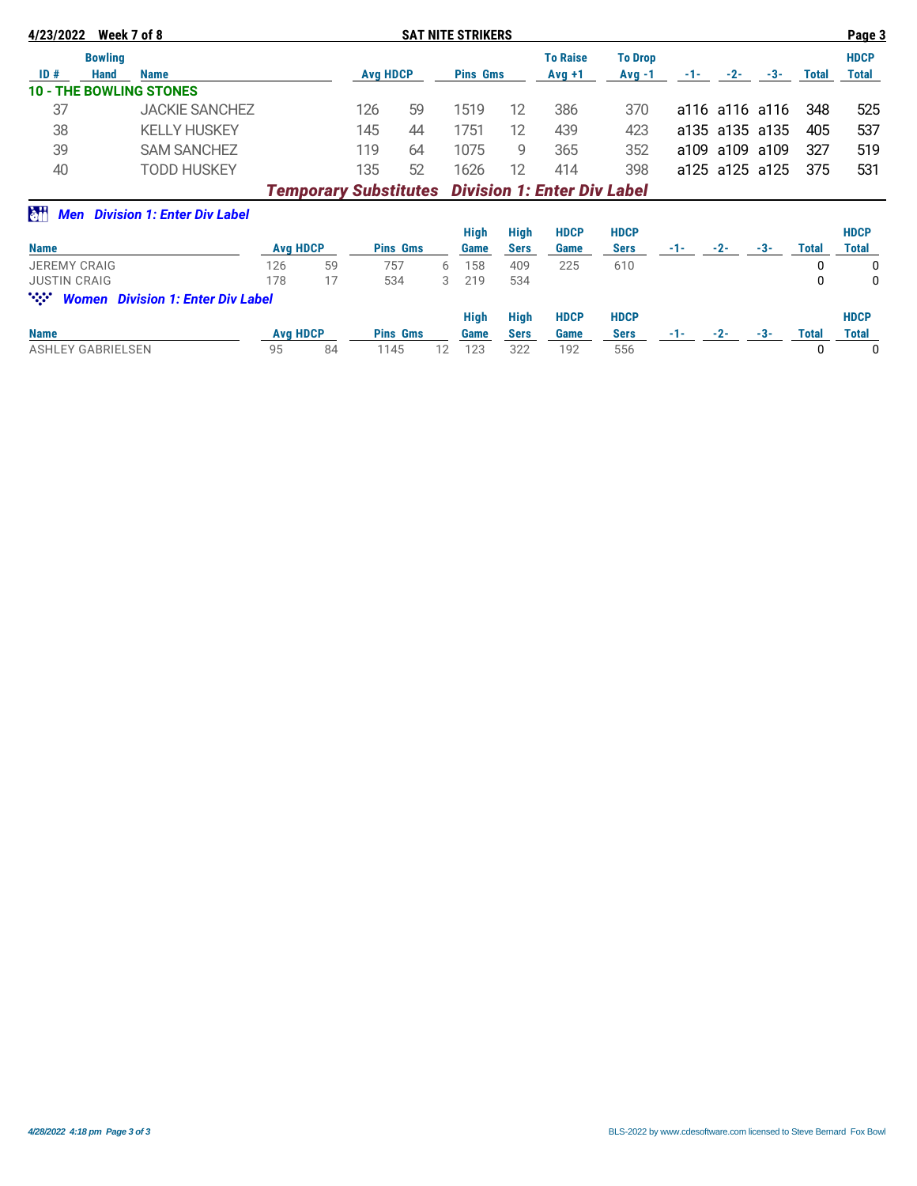## 10 - THE BOWLING STONES

| ID # | Bowling Hand | Name | Avg | HDCP | Pins | Gms | To Raise Avg +1 | To Drop Avg -1 | -1- | -2- | -3- | Total | HDCP Total |
|---|---|---|---|---|---|---|---|---|---|---|---|---|---|
| 37 | | JACKIE SANCHEZ | 126 | 59 | 1519 | 12 | 386 | 370 | a116 | a116 | a116 | 348 | 525 |
| 38 | | KELLY HUSKEY | 145 | 44 | 1751 | 12 | 439 | 423 | a135 | a135 | a135 | 405 | 537 |
| 39 | | SAM SANCHEZ | 119 | 64 | 1075 | 9 | 365 | 352 | a109 | a109 | a109 | 327 | 519 |
| 40 | | TODD HUSKEY | 135 | 52 | 1626 | 12 | 414 | 398 | a125 | a125 | a125 | 375 | 531 |

## *Temporary Substitutes Division 1: Enter Div Label*

### *Men Division 1: Enter Div Label*

| Name | Avg | HDCP | Pins | Gms | High Game | High Sers | HDCP Game | HDCP Sers | -1- | -2- | -3- | Total | HDCP Total |
|---|---|---|---|---|---|---|---|---|---|---|---|---|---|
| JEREMY CRAIG | 126 | 59 | 757 | 6 | 158 | 409 | 225 | 610 | | | | 0 | 0 |
| JUSTIN CRAIG | 178 | 17 | 534 | 3 | 219 | 534 | | | | | | 0 | 0 |

### *Women Division 1: Enter Div Label*

| Name | Avg | HDCP | Pins | Gms | High Game | High Sers | HDCP Game | HDCP Sers | -1- | -2- | -3- | Total | HDCP Total |
|---|---|---|---|---|---|---|---|---|---|---|---|---|---|
| ASHLEY GABRIELSEN | 95 | 84 | 1145 | 12 | 123 | 322 | 192 | 556 | | | | 0 | 0 |